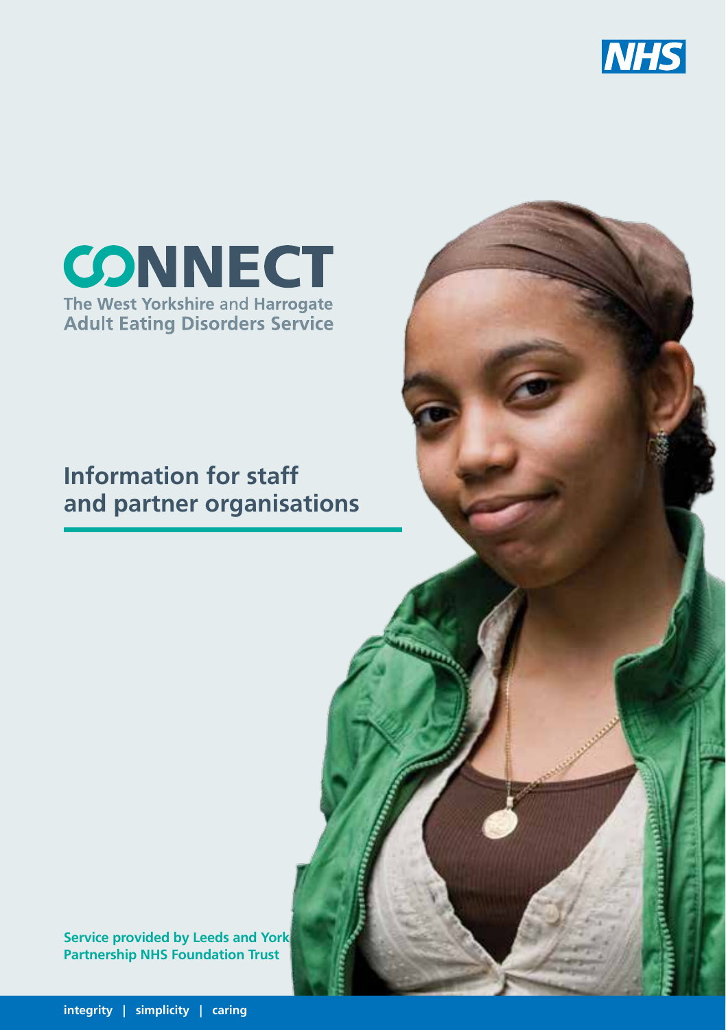NHS

# CONNECT

The West Yorkshire and Harrogate Adult Eating Disorders Service

## Information for staff and partner organisations

**Service provided by Leeds and York Partnership NHS Foundation Trust**

**integrity | simplicity | caring**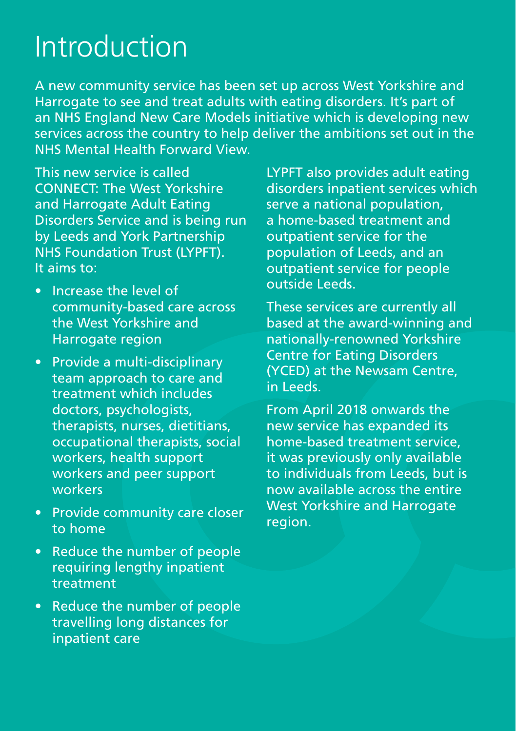# Introduction

A new community service has been set up across West Yorkshire and Harrogate to see and treat adults with eating disorders. It's part of an NHS England New Care Models initiative which is developing new services across the country to help deliver the ambitions set out in the NHS Mental Health Forward View.

This new service is called CONNECT: The West Yorkshire and Harrogate Adult Eating Disorders Service and is being run by Leeds and York Partnership NHS Foundation Trust (LYPFT). It aims to:

- Increase the level of community-based care across the West Yorkshire and Harrogate region
- Provide a multi-disciplinary team approach to care and treatment which includes doctors, psychologists, therapists, nurses, dietitians, occupational therapists, social workers, health support workers and peer support workers
- Provide community care closer to home
- Reduce the number of people requiring lengthy inpatient treatment
- Reduce the number of people travelling long distances for inpatient care

LYPFT also provides adult eating disorders inpatient services which serve a national population, a home-based treatment and outpatient service for the population of Leeds, and an outpatient service for people outside Leeds.

These services are currently all based at the award-winning and nationally-renowned Yorkshire Centre for Eating Disorders (YCED) at the Newsam Centre, in Leeds.

From April 2018 onwards the new service has expanded its home-based treatment service, it was previously only available to individuals from Leeds, but is now available across the entire West Yorkshire and Harrogate region.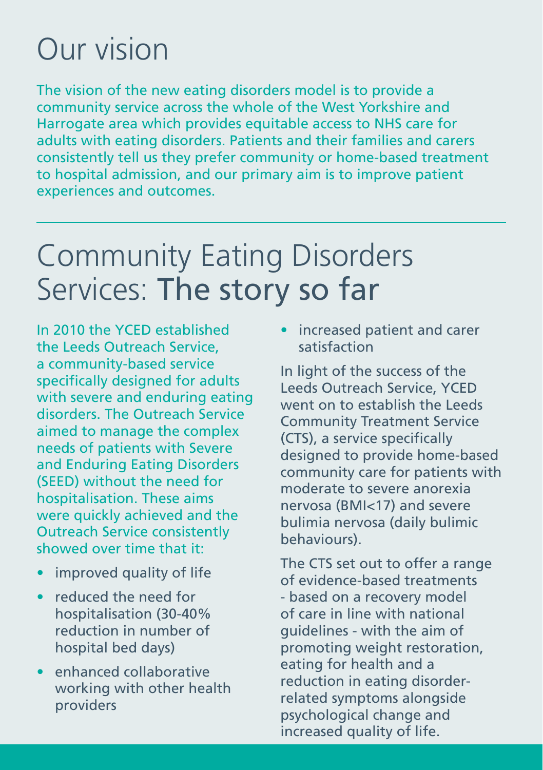# Our vision

The vision of the new eating disorders model is to provide a community service across the whole of the West Yorkshire and Harrogate area which provides equitable access to NHS care for adults with eating disorders. Patients and their families and carers consistently tell us they prefer community or home-based treatment to hospital admission, and our primary aim is to improve patient experiences and outcomes.

---

# Community Eating Disorders Services: The story so far

In 2010 the YCED established the Leeds Outreach Service, a community-based service specifically designed for adults with severe and enduring eating disorders. The Outreach Service aimed to manage the complex needs of patients with Severe and Enduring Eating Disorders (SEED) without the need for hospitalisation. These aims were quickly achieved and the Outreach Service consistently showed over time that it:

- improved quality of life
- reduced the need for hospitalisation (30-40% reduction in number of hospital bed days)
- enhanced collaborative working with other health providers
- increased patient and carer satisfaction

In light of the success of the Leeds Outreach Service, YCED went on to establish the Leeds Community Treatment Service (CTS), a service specifically designed to provide home-based community care for patients with moderate to severe anorexia nervosa (BMI<17) and severe bulimia nervosa (daily bulimic behaviours).

The CTS set out to offer a range of evidence-based treatments - based on a recovery model of care in line with national guidelines - with the aim of promoting weight restoration, eating for health and a reduction in eating disorder-related symptoms alongside psychological change and increased quality of life.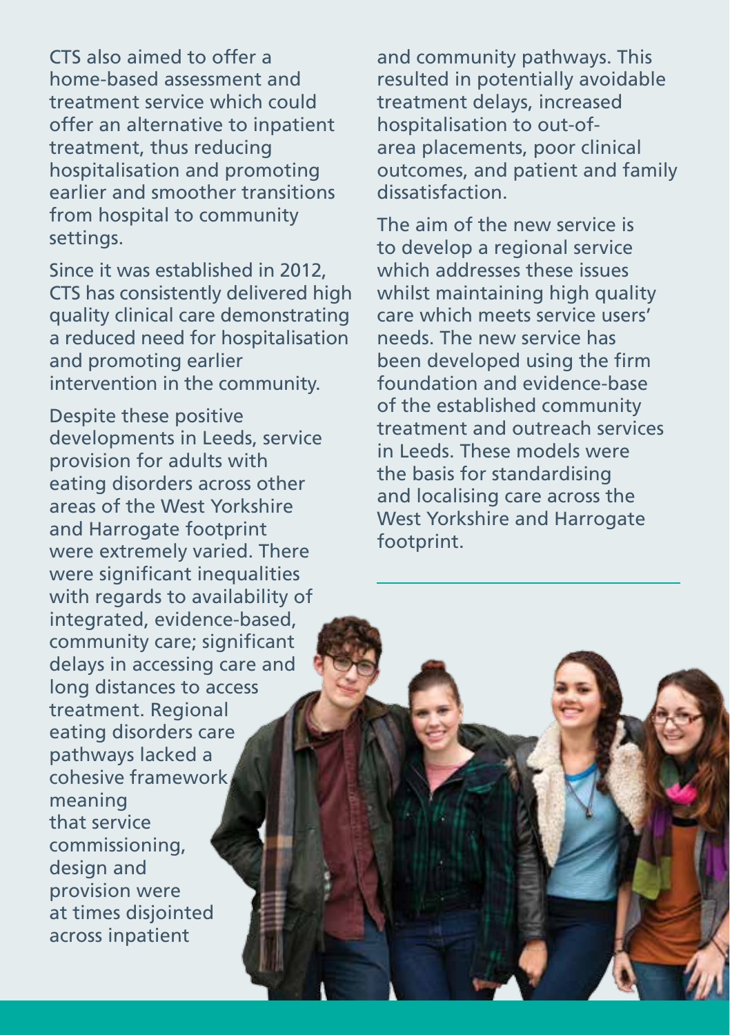CTS also aimed to offer a home-based assessment and treatment service which could offer an alternative to inpatient treatment, thus reducing hospitalisation and promoting earlier and smoother transitions from hospital to community settings.

Since it was established in 2012, CTS has consistently delivered high quality clinical care demonstrating a reduced need for hospitalisation and promoting earlier intervention in the community.

Despite these positive developments in Leeds, service provision for adults with eating disorders across other areas of the West Yorkshire and Harrogate footprint were extremely varied. There were significant inequalities with regards to availability of integrated, evidence-based, community care; significant delays in accessing care and long distances to access treatment. Regional eating disorders care pathways lacked a cohesive framework meaning that service commissioning, design and provision were at times disjointed across inpatient and community pathways. This resulted in potentially avoidable treatment delays, increased hospitalisation to out-of-area placements, poor clinical outcomes, and patient and family dissatisfaction.

The aim of the new service is to develop a regional service which addresses these issues whilst maintaining high quality care which meets service users' needs. The new service has been developed using the firm foundation and evidence-base of the established community treatment and outreach services in Leeds. These models were the basis for standardising and localising care across the West Yorkshire and Harrogate footprint.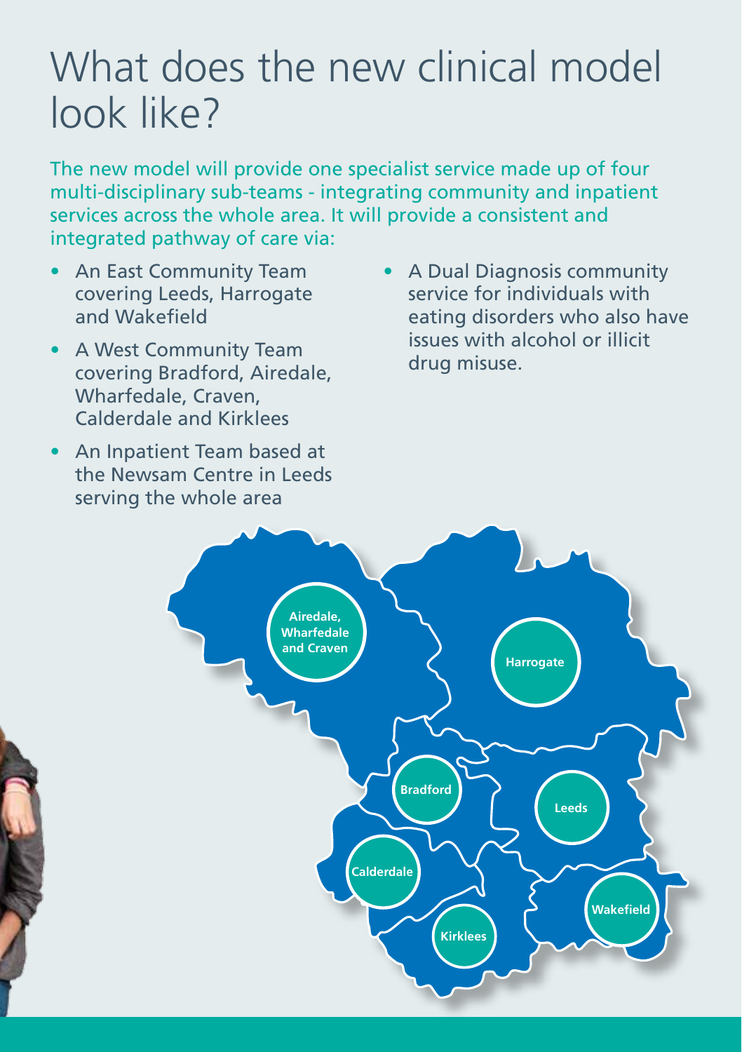# What does the new clinical model look like?

The new model will provide one specialist service made up of four multi-disciplinary sub-teams - integrating community and inpatient services across the whole area. It will provide a consistent and integrated pathway of care via:

- An East Community Team covering Leeds, Harrogate and Wakefield
- A West Community Team covering Bradford, Airedale, Wharfedale, Craven, Calderdale and Kirklees
- An Inpatient Team based at the Newsam Centre in Leeds serving the whole area
- A Dual Diagnosis community service for individuals with eating disorders who also have issues with alcohol or illicit drug misuse.

Airedale, Wharfedale and Craven

Harrogate

Bradford

Leeds

Calderdale

Wakefield

Kirklees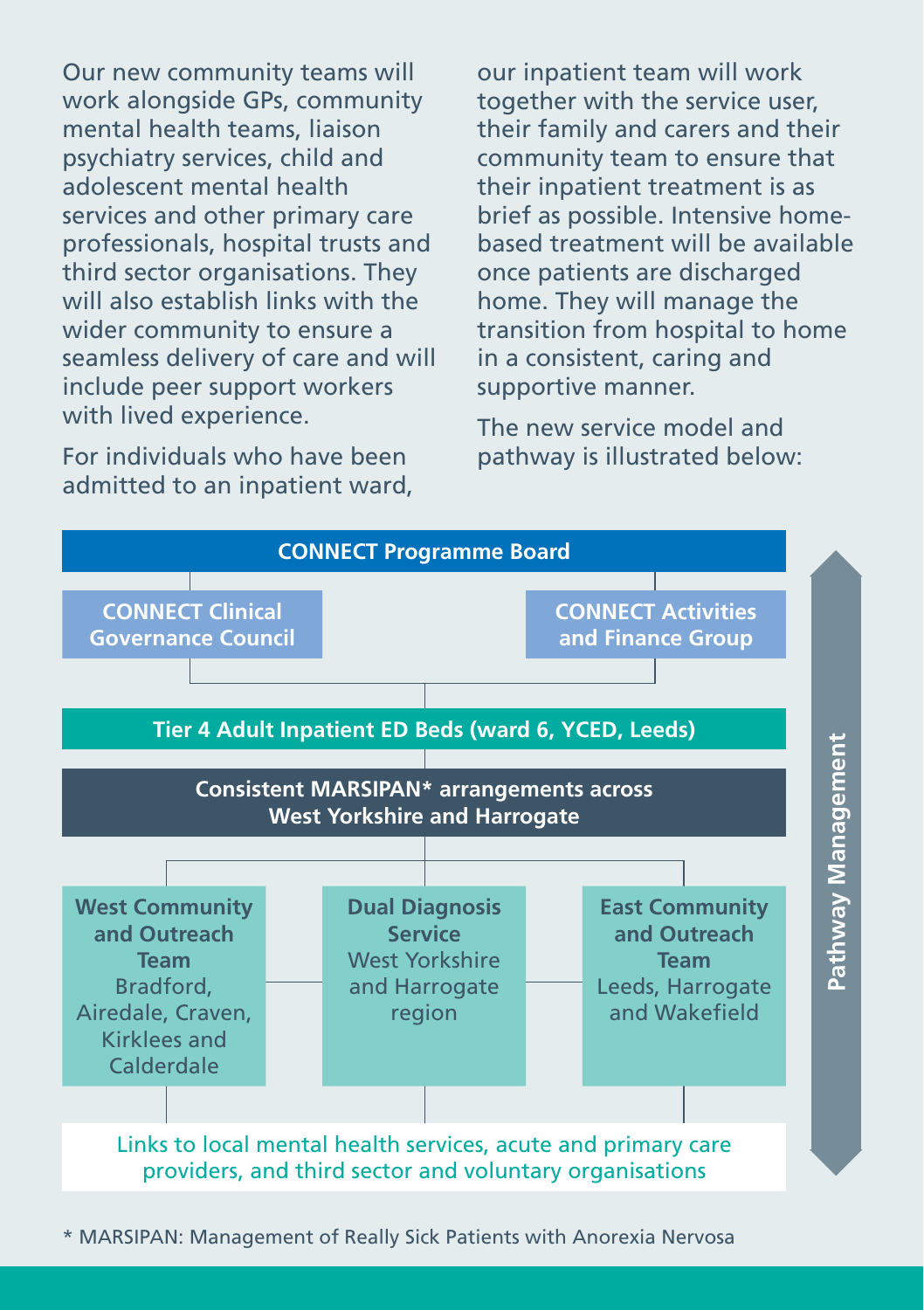Our new community teams will work alongside GPs, community mental health teams, liaison psychiatry services, child and adolescent mental health services and other primary care professionals, hospital trusts and third sector organisations. They will also establish links with the wider community to ensure a seamless delivery of care and will include peer support workers with lived experience.

For individuals who have been admitted to an inpatient ward, our inpatient team will work together with the service user, their family and carers and their community team to ensure that their inpatient treatment is as brief as possible. Intensive home-based treatment will be available once patients are discharged home. They will manage the transition from hospital to home in a consistent, caring and supportive manner.

The new service model and pathway is illustrated below:

**CONNECT Programme Board**

**CONNECT Clinical Governance Council**

**CONNECT Activities and Finance Group**

**Tier 4 Adult Inpatient ED Beds (ward 6, YCED, Leeds)**

**Consistent MARSIPAN* arrangements across West Yorkshire and Harrogate**

**West Community and Outreach Team**
Bradford, Airedale, Craven, Kirklees and Calderdale

**Dual Diagnosis Service**
West Yorkshire and Harrogate region

**East Community and Outreach Team**
Leeds, Harrogate and Wakefield

Links to local mental health services, acute and primary care providers, and third sector and voluntary organisations

**Pathway Management**

* MARSIPAN: Management of Really Sick Patients with Anorexia Nervosa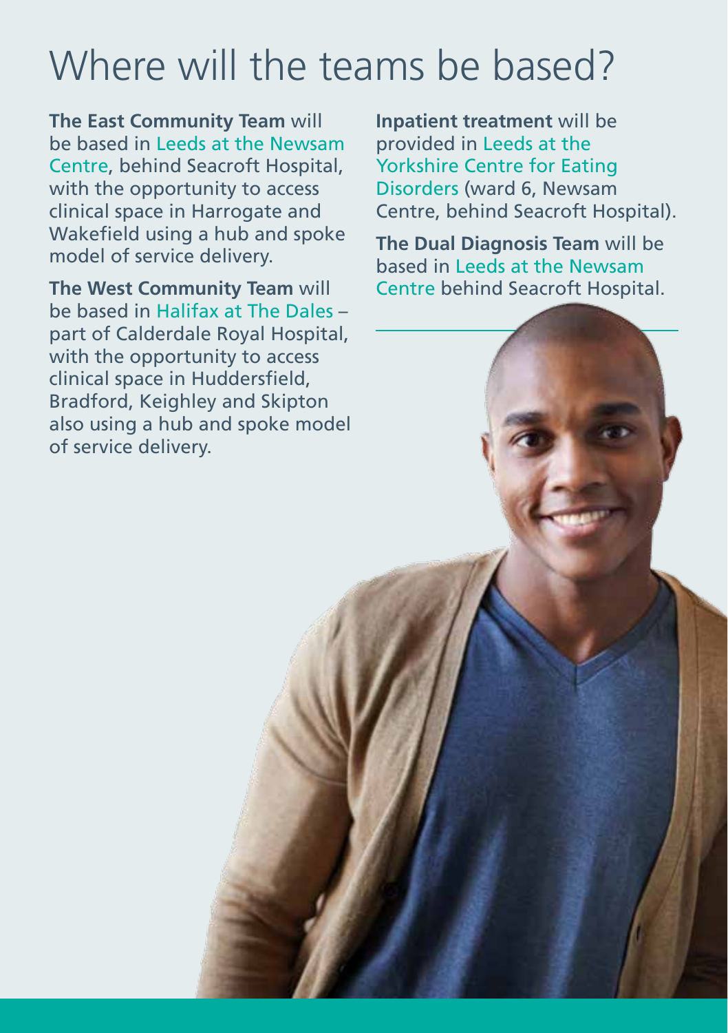# Where will the teams be based?

**The East Community Team** will be based in Leeds at the Newsam Centre, behind Seacroft Hospital, with the opportunity to access clinical space in Harrogate and Wakefield using a hub and spoke model of service delivery.

**The West Community Team** will be based in Halifax at The Dales – part of Calderdale Royal Hospital, with the opportunity to access clinical space in Huddersfield, Bradford, Keighley and Skipton also using a hub and spoke model of service delivery.

**Inpatient treatment** will be provided in Leeds at the Yorkshire Centre for Eating Disorders (ward 6, Newsam Centre, behind Seacroft Hospital).

**The Dual Diagnosis Team** will be based in Leeds at the Newsam Centre behind Seacroft Hospital.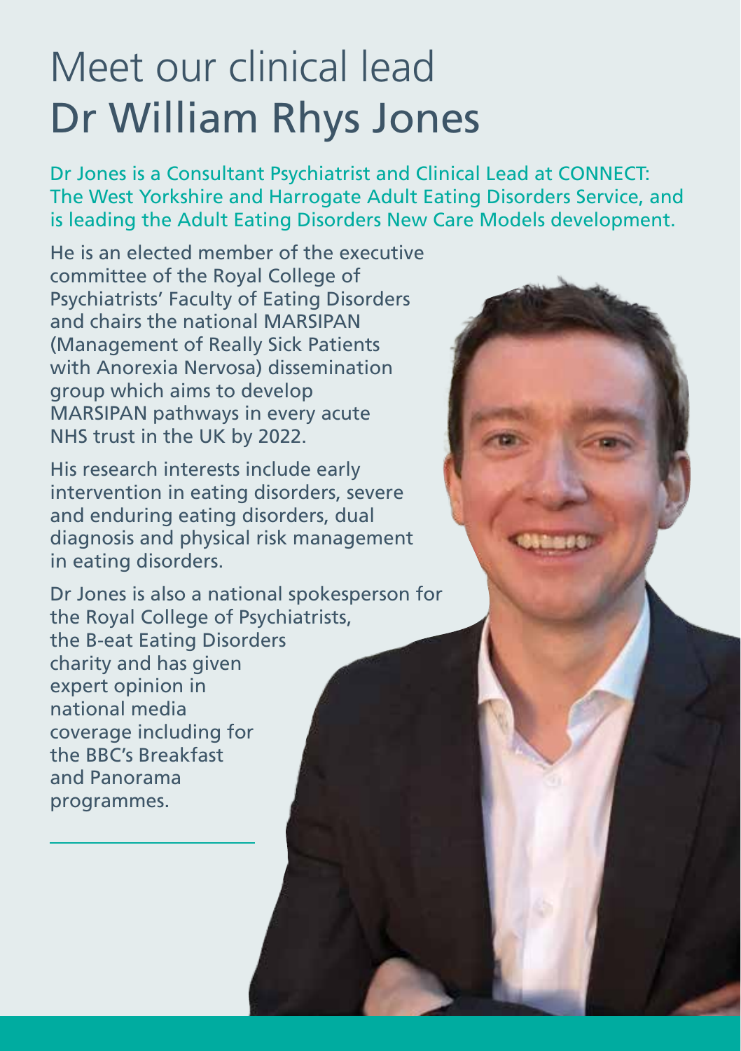# Meet our clinical lead
# Dr William Rhys Jones

Dr Jones is a Consultant Psychiatrist and Clinical Lead at CONNECT: The West Yorkshire and Harrogate Adult Eating Disorders Service, and is leading the Adult Eating Disorders New Care Models development.

He is an elected member of the executive committee of the Royal College of Psychiatrists' Faculty of Eating Disorders and chairs the national MARSIPAN (Management of Really Sick Patients with Anorexia Nervosa) dissemination group which aims to develop MARSIPAN pathways in every acute NHS trust in the UK by 2022.

His research interests include early intervention in eating disorders, severe and enduring eating disorders, dual diagnosis and physical risk management in eating disorders.

Dr Jones is also a national spokesperson for the Royal College of Psychiatrists, the B-eat Eating Disorders charity and has given expert opinion in national media coverage including for the BBC's Breakfast and Panorama programmes.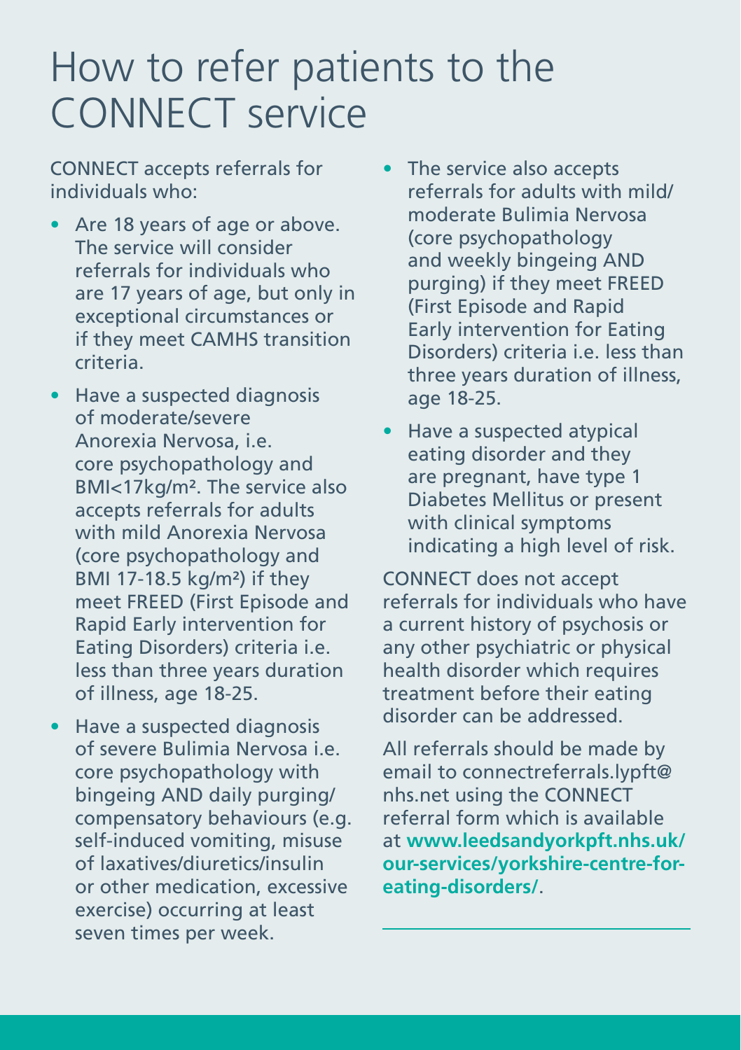# How to refer patients to the CONNECT service

CONNECT accepts referrals for individuals who:

- Are 18 years of age or above. The service will consider referrals for individuals who are 17 years of age, but only in exceptional circumstances or if they meet CAMHS transition criteria.
- Have a suspected diagnosis of moderate/severe Anorexia Nervosa, i.e. core psychopathology and BMI<17kg/m². The service also accepts referrals for adults with mild Anorexia Nervosa (core psychopathology and BMI 17-18.5 kg/m²) if they meet FREED (First Episode and Rapid Early intervention for Eating Disorders) criteria i.e. less than three years duration of illness, age 18-25.
- Have a suspected diagnosis of severe Bulimia Nervosa i.e. core psychopathology with bingeing AND daily purging/compensatory behaviours (e.g. self-induced vomiting, misuse of laxatives/diuretics/insulin or other medication, excessive exercise) occurring at least seven times per week.
- The service also accepts referrals for adults with mild/moderate Bulimia Nervosa (core psychopathology and weekly bingeing AND purging) if they meet FREED (First Episode and Rapid Early intervention for Eating Disorders) criteria i.e. less than three years duration of illness, age 18-25.
- Have a suspected atypical eating disorder and they are pregnant, have type 1 Diabetes Mellitus or present with clinical symptoms indicating a high level of risk.

CONNECT does not accept referrals for individuals who have a current history of psychosis or any other psychiatric or physical health disorder which requires treatment before their eating disorder can be addressed.

All referrals should be made by email to connectreferrals.lypft@nhs.net using the CONNECT referral form which is available at **www.leedsandyorkpft.nhs.uk/our-services/yorkshire-centre-for-eating-disorders/**.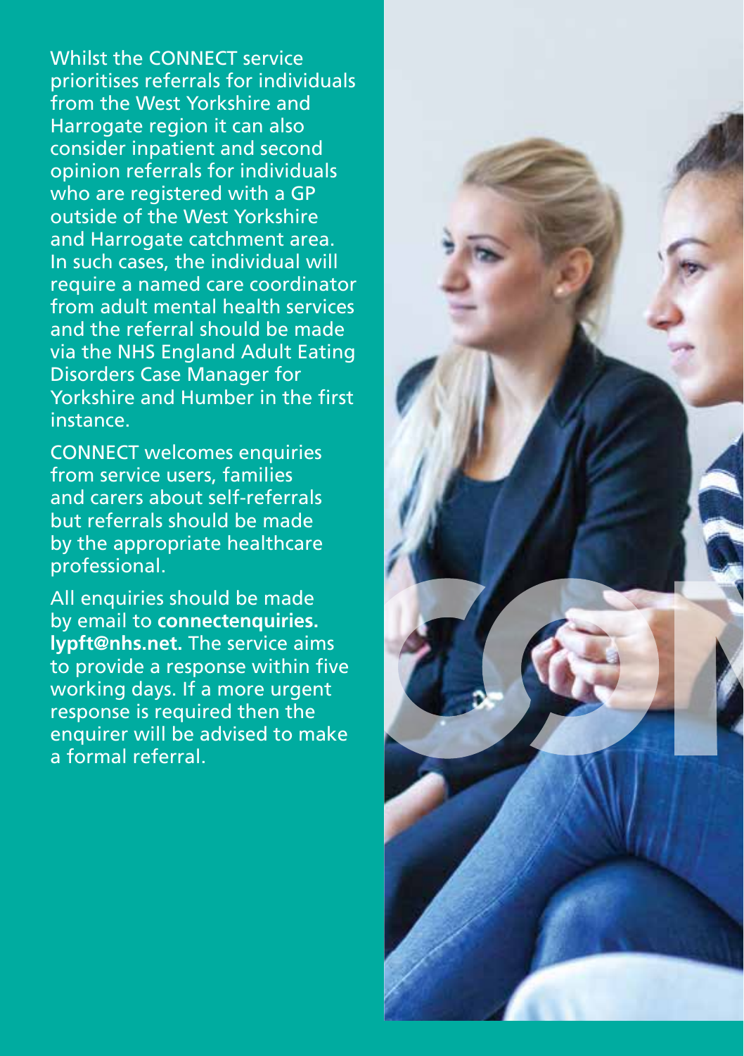Whilst the CONNECT service prioritises referrals for individuals from the West Yorkshire and Harrogate region it can also consider inpatient and second opinion referrals for individuals who are registered with a GP outside of the West Yorkshire and Harrogate catchment area. In such cases, the individual will require a named care coordinator from adult mental health services and the referral should be made via the NHS England Adult Eating Disorders Case Manager for Yorkshire and Humber in the first instance.

CONNECT welcomes enquiries from service users, families and carers about self-referrals but referrals should be made by the appropriate healthcare professional.

All enquiries should be made by email to **connectenquiries.lypft@nhs.net.** The service aims to provide a response within five working days. If a more urgent response is required then the enquirer will be advised to make a formal referral.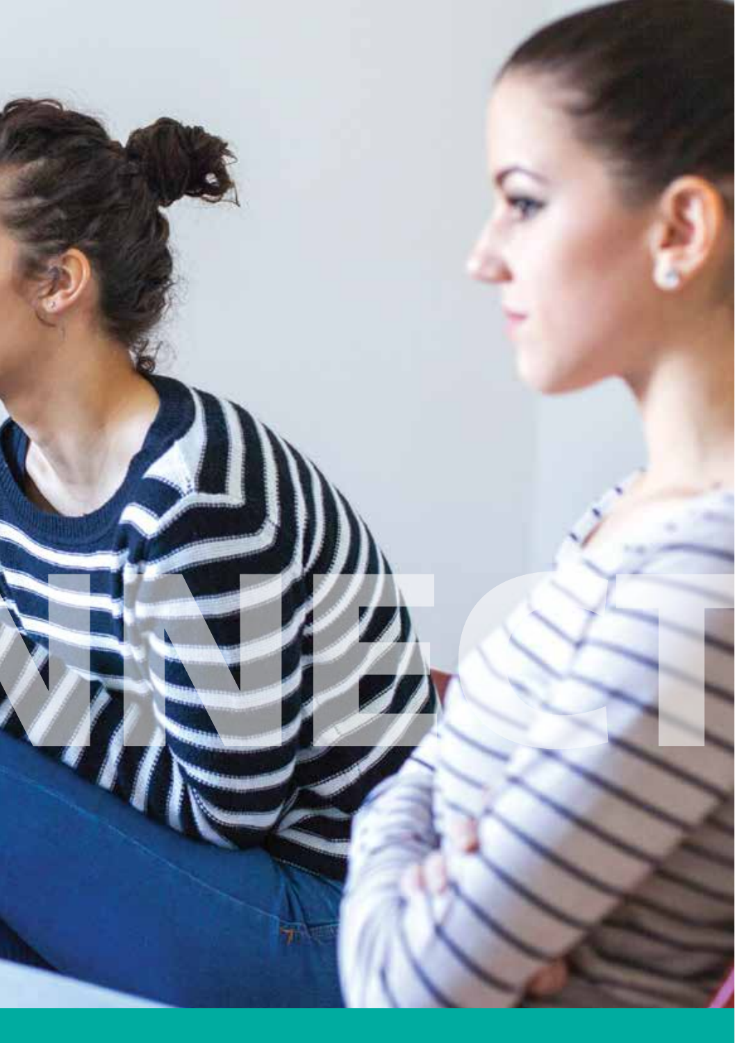NNECT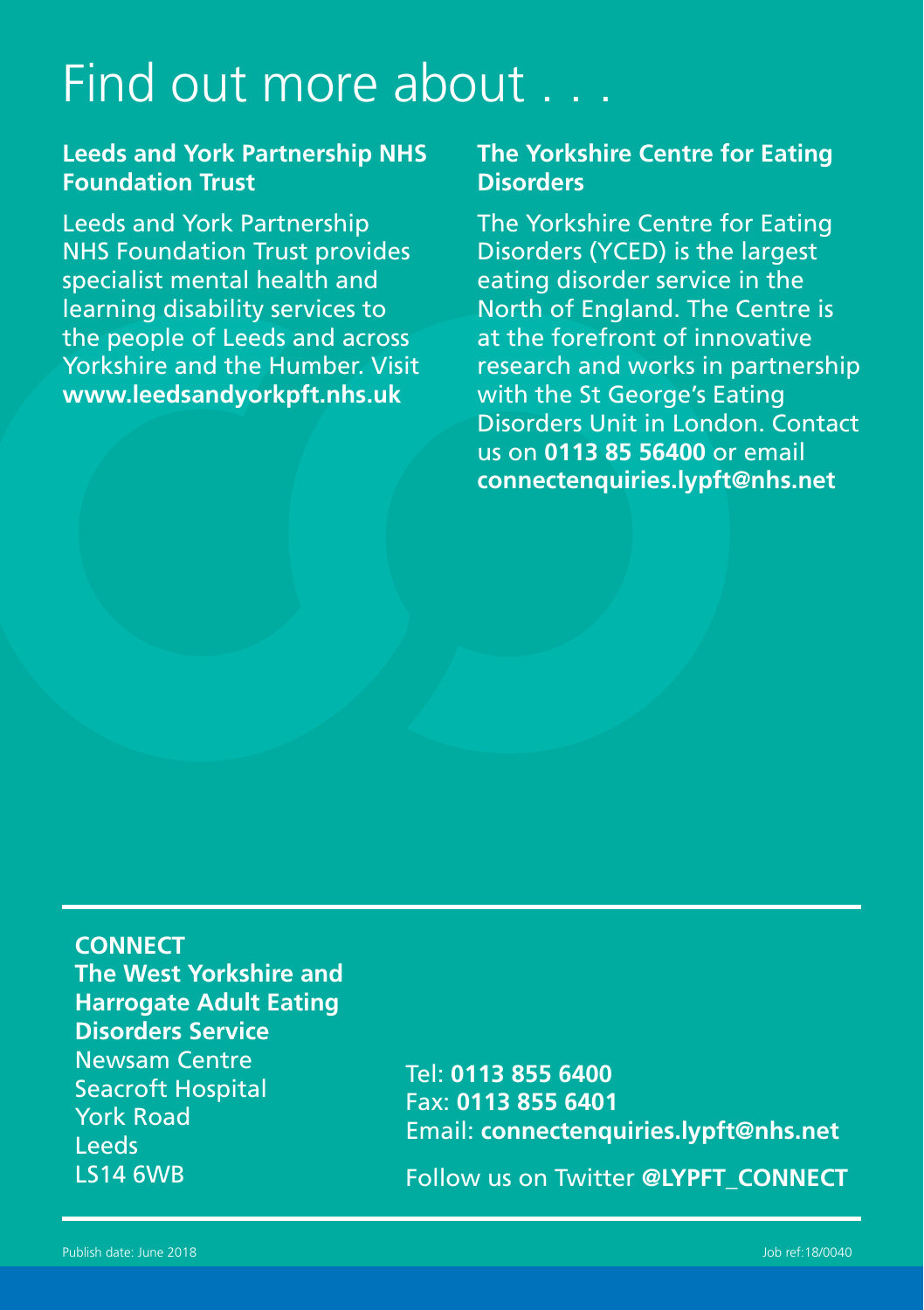# Find out more about . . .

**Leeds and York Partnership NHS Foundation Trust**

Leeds and York Partnership NHS Foundation Trust provides specialist mental health and learning disability services to the people of Leeds and across Yorkshire and the Humber. Visit **www.leedsandyorkpft.nhs.uk**

**The Yorkshire Centre for Eating Disorders**

The Yorkshire Centre for Eating Disorders (YCED) is the largest eating disorder service in the North of England. The Centre is at the forefront of innovative research and works in partnership with the St George's Eating Disorders Unit in London. Contact us on **0113 85 56400** or email **connectenquiries.lypft@nhs.net**

---

**CONNECT**
**The West Yorkshire and Harrogate Adult Eating Disorders Service**
Newsam Centre
Seacroft Hospital
York Road
Leeds
LS14 6WB

Tel: **0113 855 6400**
Fax: **0113 855 6401**
Email: **connectenquiries.lypft@nhs.net**

Follow us on Twitter **@LYPFT_CONNECT**

---

Publish date: June 2018

Job ref:18/0040